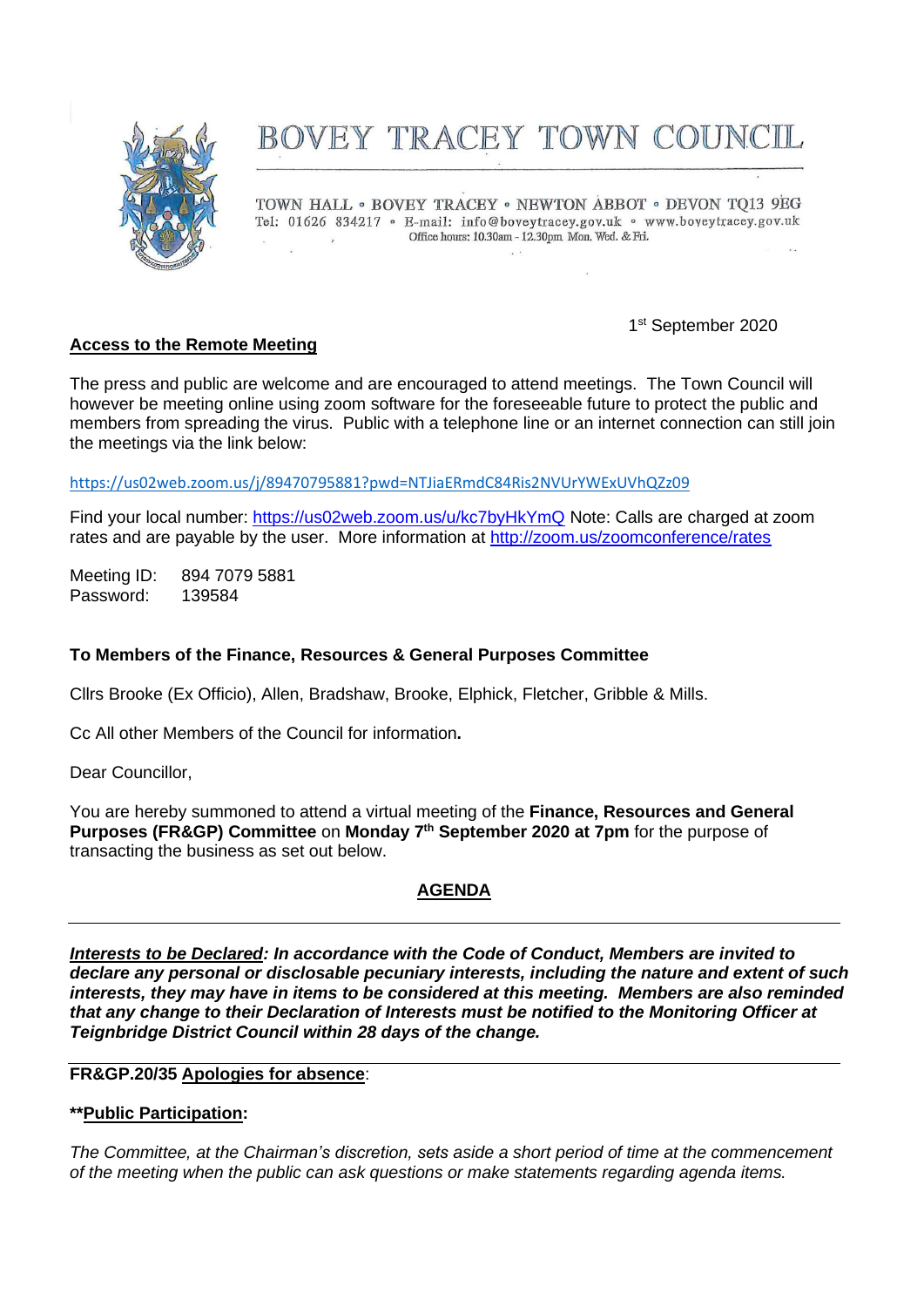# BOVEY TRACEY TOWN COUNCIL

TOWN HALL • BOVEY TRACEY • NEWTON ABBOT • DEVON TQ13 9EG
Tel: 01626 834217 • E-mail: info@boveytracey.gov.uk • www.boveytracey.gov.uk
Office hours: 10.30am - 12.30pm Mon, Wed. & Fri.

1st September 2020

**Access to the Remote Meeting**

The press and public are welcome and are encouraged to attend meetings. The Town Council will however be meeting online using zoom software for the foreseeable future to protect the public and members from spreading the virus. Public with a telephone line or an internet connection can still join the meetings via the link below:

https://us02web.zoom.us/j/89470795881?pwd=NTJiaERmdC84Ris2NVUrYWExUVhQZz09

Find your local number: https://us02web.zoom.us/u/kc7byHkYmQ Note: Calls are charged at zoom rates and are payable by the user. More information at http://zoom.us/zoomconference/rates

Meeting ID: 894 7079 5881
Password: 139584

**To Members of the Finance, Resources & General Purposes Committee**

Cllrs Brooke (Ex Officio), Allen, Bradshaw, Brooke, Elphick, Fletcher, Gribble & Mills.

Cc All other Members of the Council for information.

Dear Councillor,

You are hereby summoned to attend a virtual meeting of the **Finance, Resources and General Purposes (FR&GP) Committee** on **Monday 7th September 2020 at 7pm** for the purpose of transacting the business as set out below.

## AGENDA

---

***Interests to be Declared: In accordance with the Code of Conduct, Members are invited to declare any personal or disclosable pecuniary interests, including the nature and extent of such interests, they may have in items to be considered at this meeting. Members are also reminded that any change to their Declaration of Interests must be notified to the Monitoring Officer at Teignbridge District Council within 28 days of the change.***

---

**FR&GP.20/35 Apologies for absence**:

****Public Participation:**

*The Committee, at the Chairman's discretion, sets aside a short period of time at the commencement of the meeting when the public can ask questions or make statements regarding agenda items.*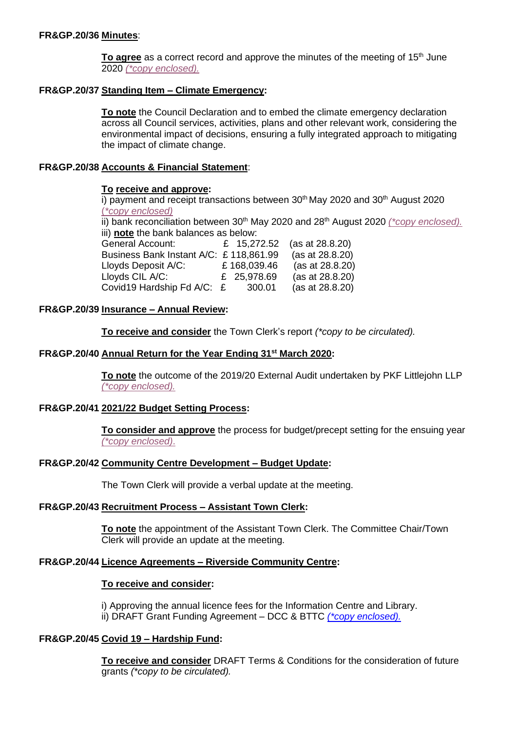**FR&GP.20/36 Minutes**:

**To agree** as a correct record and approve the minutes of the meeting of 15th June 2020 *(\*copy enclosed).*

**FR&GP.20/37 Standing Item – Climate Emergency:**

**To note** the Council Declaration and to embed the climate emergency declaration across all Council services, activities, plans and other relevant work, considering the environmental impact of decisions, ensuring a fully integrated approach to mitigating the impact of climate change.

**FR&GP.20/38 Accounts & Financial Statement**:

**To receive and approve:**

i) payment and receipt transactions between 30th May 2020 and 30th August 2020 *(\*copy enclosed)*

ii) bank reconciliation between 30th May 2020 and 28th August 2020 *(\*copy enclosed).*

iii) **note** the bank balances as below:

| | | |
|---|---|---|
| General Account: | £ 15,272.52 | (as at 28.8.20) |
| Business Bank Instant A/C: | £ 118,861.99 | (as at 28.8.20) |
| Lloyds Deposit A/C: | £ 168,039.46 | (as at 28.8.20) |
| Lloyds CIL A/C: | £ 25,978.69 | (as at 28.8.20) |
| Covid19 Hardship Fd A/C: | £ 300.01 | (as at 28.8.20) |

**FR&GP.20/39 Insurance – Annual Review:**

**To receive and consider** the Town Clerk's report *(\*copy to be circulated).*

**FR&GP.20/40 Annual Return for the Year Ending 31st March 2020:**

**To note** the outcome of the 2019/20 External Audit undertaken by PKF Littlejohn LLP *(\*copy enclosed).*

**FR&GP.20/41 2021/22 Budget Setting Process:**

**To consider and approve** the process for budget/precept setting for the ensuing year *(\*copy enclosed).*

**FR&GP.20/42 Community Centre Development – Budget Update:**

The Town Clerk will provide a verbal update at the meeting.

**FR&GP.20/43 Recruitment Process – Assistant Town Clerk:**

**To note** the appointment of the Assistant Town Clerk. The Committee Chair/Town Clerk will provide an update at the meeting.

**FR&GP.20/44 Licence Agreements – Riverside Community Centre:**

**To receive and consider:**

i) Approving the annual licence fees for the Information Centre and Library.
ii) DRAFT Grant Funding Agreement – DCC & BTTC *(\*copy enclosed).*

**FR&GP.20/45 Covid 19 – Hardship Fund:**

**To receive and consider** DRAFT Terms & Conditions for the consideration of future grants *(\*copy to be circulated).*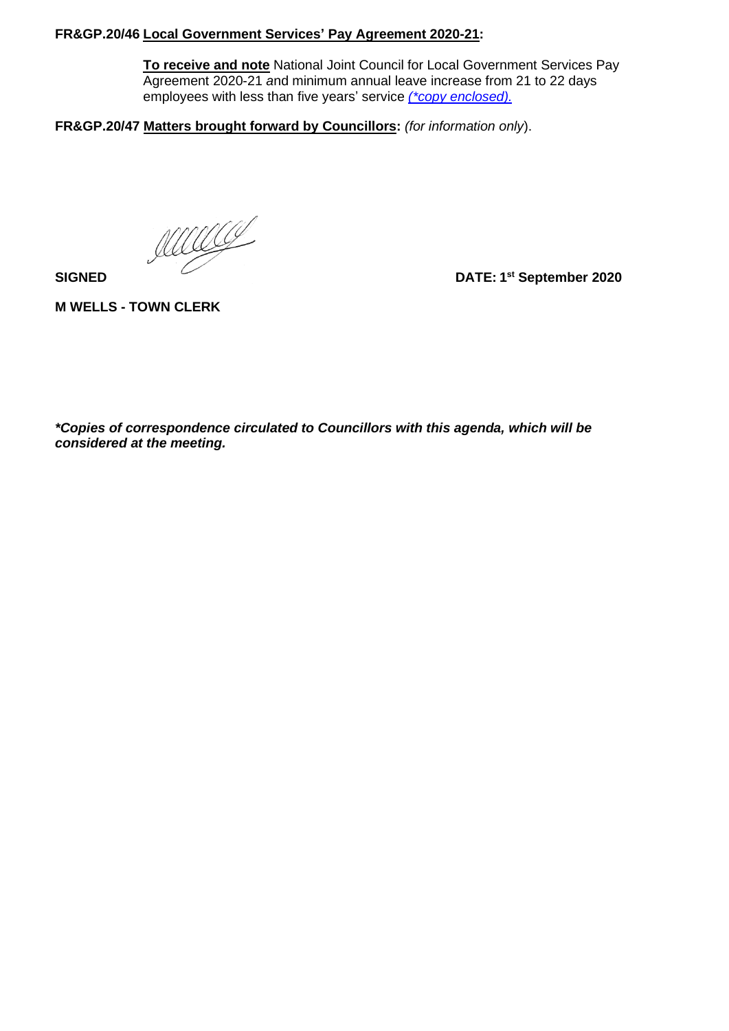**FR&GP.20/46 Local Government Services' Pay Agreement 2020-21:**

**To receive and note** National Joint Council for Local Government Services Pay Agreement 2020-21 and minimum annual leave increase from 21 to 22 days employees with less than five years' service *(*copy enclosed).*

**FR&GP.20/47 Matters brought forward by Councillors:** *(for information only*).

**SIGNED** **DATE: 1st September 2020**

**M WELLS - TOWN CLERK**

***Copies of correspondence circulated to Councillors with this agenda, which will be considered at the meeting.***